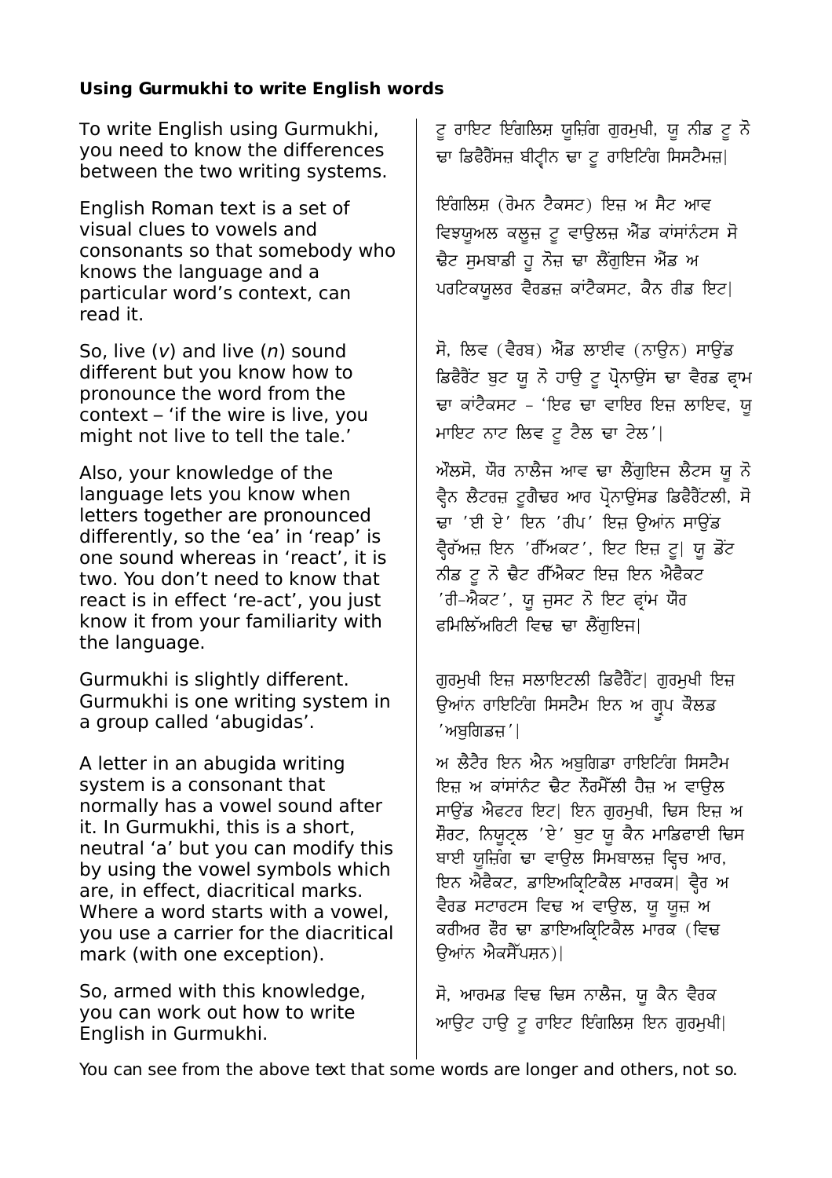**Using Gurmukhi to write English words**

| | |
|---|---|
| To write English using Gurmukhi, you need to know the differences between the two writing systems. | ਟੂ ਰਾਇਟ ਇੰਗਲਿਸ਼ ਯੂਜ਼ਿੰਗ ਗੁਰਮੁਖੀ, ਯੂ ਨੀਡ ਟੂ ਨੋ ਢਾ ਡਿਫੈਰੈਂਸਜ਼ ਬੀਟ੍ਵੀਨ ਢਾ ਟੂ ਰਾਇਟਿੰਗ ਸਿਸਟੈਮਜ਼। |
| English Roman text is a set of visual clues to vowels and consonants so that somebody who knows the language and a particular word's context, can read it. | ਇੰਗਲਿਸ਼ (ਰੋਮਨ ਟੈਕਸਟ) ਇਜ਼ ਅ ਸੈਟ ਆਵ ਵਿਝਯੁਅਲ ਕਲੂਜ਼ ਟੂ ਵਾਉਲਜ਼ ਐਂਡ ਕਾਂਸਾਂਨੰਟਸ ਸੋ ਢੈਟ ਸੁਮਬਾਡੀ ਹੂ ਨੋਜ਼ ਢਾ ਲੈਂਗੁਇਜ ਐਂਡ ਅ ਪਰਟਿਕਯੂਲਰ ਵੈਰਡਜ਼ ਕਾਂਟੈਕਸਟ, ਕੈਨ ਰੀਡ ਇਟ। |
| So, live (*v*) and live (*n*) sound different but you know how to pronounce the word from the context – 'if the wire is live, you might not live to tell the tale.' | ਸੋ, ਲਿਵ (ਵੈਰਬ) ਐਂਡ ਲਾਈਵ (ਨਾਉਨ) ਸਾਉਂਡ ਡਿਫੈਰੈਂਟ ਬੁਟ ਯੂ ਨੋ ਹਾਉ ਟੂ ਪ੍ਰੋਨਾਉਂਸ ਢਾ ਵੈਰਡ ਫ੍ਰਾਮ ਢਾ ਕਾਂਟੈਕਸਟ - 'ਇਫ ਢਾ ਵਾਇਰ ਇਜ਼ ਲਾਇਵ, ਯੂ ਮਾਇਟ ਨਾਟ ਲਿਵ ਟੂ ਟੈਲ ਢਾ ਟੇਲ'। |
| Also, your knowledge of the language lets you know when letters together are pronounced differently, so the 'ea' in 'reap' is one sound whereas in 'react', it is two. You don't need to know that react is in effect 're-act', you just know it from your familiarity with the language. | ਔਲਸੋ, ਯੌਰ ਨਾਲੈਜ ਆਵ ਢਾ ਲੈਂਗੁਇਜ ਲੈਟਸ ਯੂ ਨੋ ਵ੍ਹੈਨ ਲੈਟਰਜ਼ ਟੁਗੈਢਰ ਆਰ ਪ੍ਰੋਨਾਉਂਸਡ ਡਿਫੈਰੈਂਟਲੀ, ਸੋ ਢਾ 'ਈ ਏ' ਇਨ 'ਰੀਪ' ਇਜ਼ ਉਆਂਨ ਸਾਉਂਡ ਵ੍ਹੈਰੱਅਜ਼ ਇਨ 'ਰੀਐਕਟ', ਇਟ ਇਜ਼ ਟੂ। ਯੂ ਡੋਂਟ ਨੀਡ ਟੂ ਨੋ ਢੈਟ ਰੀਐਕਟ ਇਜ਼ ਇਨ ਐਫੈਕਟ 'ਰੀ-ਐਕਟ', ਯੂ ਜੁਸਟ ਨੋ ਇਟ ਫ੍ਰਾਂਮ ਯੌਰ ਫਮਿਲਿੱਅਰਿਟੀ ਵਿਢ ਢਾ ਲੈਂਗੁਇਜ। |
| Gurmukhi is slightly different. Gurmukhi is one writing system in a group called 'abugidas'. | ਗੁਰਮੁਖੀ ਇਜ਼ ਸਲਾਇਟਲੀ ਡਿਫੈਰੈਂਟ। ਗੁਰਮੁਖੀ ਇਜ਼ ਉਆਂਨ ਰਾਇਟਿੰਗ ਸਿਸਟੈਮ ਇਨ ਅ ਗ੍ਰੂਪ ਕੌਲਡ 'ਅਬੁਗਿਡਜ਼'। |
| A letter in an abugida writing system is a consonant that normally has a vowel sound after it. In Gurmukhi, this is a short, neutral 'a' but you can modify this by using the vowel symbols which are, in effect, diacritical marks. Where a word starts with a vowel, you use a carrier for the diacritical mark (with one exception). | ਅ ਲੈਟੈਰ ਇਨ ਐਨ ਅਬੁਗਿਡਾ ਰਾਇਟਿੰਗ ਸਿਸਟੈਮ ਇਜ਼ ਅ ਕਾਂਸਾਂਨੰਟ ਢੈਟ ਨੌਰਮੈੱਲੀ ਹੈਜ਼ ਅ ਵਾਉਲ ਸਾਉਂਡ ਐਫਟਰ ਇਟ। ਇਨ ਗੁਰਮੁਖੀ, ਢਿਸ ਇਜ਼ ਅ ਸ਼ੌਰਟ, ਨਿਯੂਟ੍ਰਲ 'ਏ' ਬੁਟ ਯੂ ਕੈਨ ਮਾਡਿਫਾਈ ਢਿਸ ਬਾਈ ਯੂਜ਼ਿੰਗ ਢਾ ਵਾਉਲ ਸਿਮਬਾਲਜ਼ ਵ੍ਹਿਚ ਆਰ, ਇਨ ਐਫੈਕਟ, ਡਾਇਅਕ੍ਰਿਟਿਕੈਲ ਮਾਰਕਸ। ਵ੍ਹੈਰ ਅ ਵੈਰਡ ਸਟਾਰਟਸ ਵਿਢ ਅ ਵਾਉਲ, ਯੂ ਯੂਜ਼ ਅ ਕਰੀਅਰ ਫੌਰ ਢਾ ਡਾਇਅਕ੍ਰਿਟਿਕੈਲ ਮਾਰਕ (ਵਿਢ ਉਆਂਨ ਐਕਸੈੱਪਸ਼ਨ)। |
| So, armed with this knowledge, you can work out how to write English in Gurmukhi. | ਸੋ, ਆਰਮਡ ਵਿਢ ਢਿਸ ਨਾਲੈਜ, ਯੂ ਕੈਨ ਵੈਰਕ ਆਉਟ ਹਾਉ ਟੂ ਰਾਇਟ ਇੰਗਲਿਸ਼ ਇਨ ਗੁਰਮੁਖੀ। |

You can see from the above text that some words are longer and others, not so.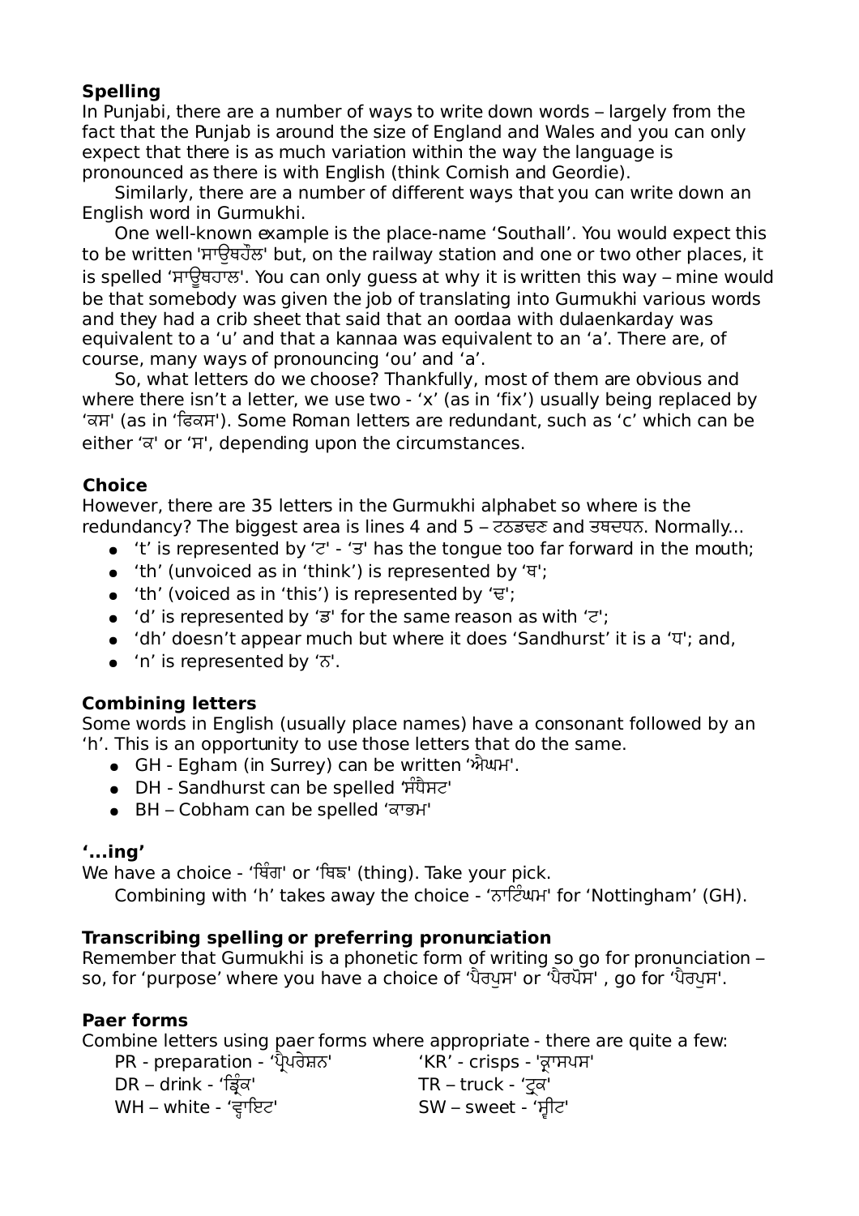**Spelling**

In Punjabi, there are a number of ways to write down words – largely from the fact that the Punjab is around the size of England and Wales and you can only expect that there is as much variation within the way the language is pronounced as there is with English (think Cornish and Geordie).

Similarly, there are a number of different ways that you can write down an English word in Gurmukhi.

One well-known example is the place-name 'Southall'. You would expect this to be written 'ਸਾਉਥਹੌਲ' but, on the railway station and one or two other places, it is spelled 'ਸਾਊਥਹਾਲ'. You can only guess at why it is written this way – mine would be that somebody was given the job of translating into Gurmukhi various words and they had a crib sheet that said that an oordaa with dulaenkarday was equivalent to a 'u' and that a kannaa was equivalent to an 'a'. There are, of course, many ways of pronouncing 'ou' and 'a'.

So, what letters do we choose? Thankfully, most of them are obvious and where there isn't a letter, we use two - 'x' (as in 'fix') usually being replaced by 'ਕਸ' (as in 'ਫਿਕਸ'). Some Roman letters are redundant, such as 'c' which can be either 'ਕ' or 'ਸ', depending upon the circumstances.

**Choice**

However, there are 35 letters in the Gurmukhi alphabet so where is the redundancy? The biggest area is lines 4 and 5 – ਟਠਡਢਣ and ਤਥਦਧਨ. Normally...

- 't' is represented by 'ਟ' - 'ਤ' has the tongue too far forward in the mouth;
- 'th' (unvoiced as in 'think') is represented by 'ਥ';
- 'th' (voiced as in 'this') is represented by 'ਢ';
- 'd' is represented by 'ਡ' for the same reason as with 'ਟ';
- 'dh' doesn't appear much but where it does 'Sandhurst' it is a 'ਧ'; and,
- 'n' is represented by 'ਨ'.

**Combining letters**

Some words in English (usually place names) have a consonant followed by an 'h'. This is an opportunity to use those letters that do the same.

- GH - Egham (in Surrey) can be written 'ਐਘਮ'.
- DH - Sandhurst can be spelled 'ਸੰਧੈਸਟ'
- BH – Cobham can be spelled 'ਕਾਭਮ'

**'...ing'**

We have a choice - 'ਥਿੰਗ' or 'ਥਿਙ' (thing). Take your pick.

Combining with 'h' takes away the choice - 'ਨਾਟਿੰਘਮ' for 'Nottingham' (GH).

**Transcribing spelling or preferring pronunciation**

Remember that Gurmukhi is a phonetic form of writing so go for pronunciation – so, for 'purpose' where you have a choice of 'ਪੇਰਪੁਸ' or 'ਪੇਰਪੋਸ' , go for 'ਪੇਰਪੁਸ'.

**Paer forms**

Combine letters using paer forms where appropriate - there are quite a few:

PR - preparation - 'ਪ੍ਰੇਪਰੇਸ਼ਨ'
'KR' - crisps - 'ਕ੍ਰਾਸਪਸ'
DR – drink - 'ਡ੍ਰਿੰਕ'
TR – truck - 'ਟ੍ਰਕ'
WH – white - 'ਵ੍ਹਾਇਟ'
SW – sweet - 'ਸ੍ਵੀਟ'